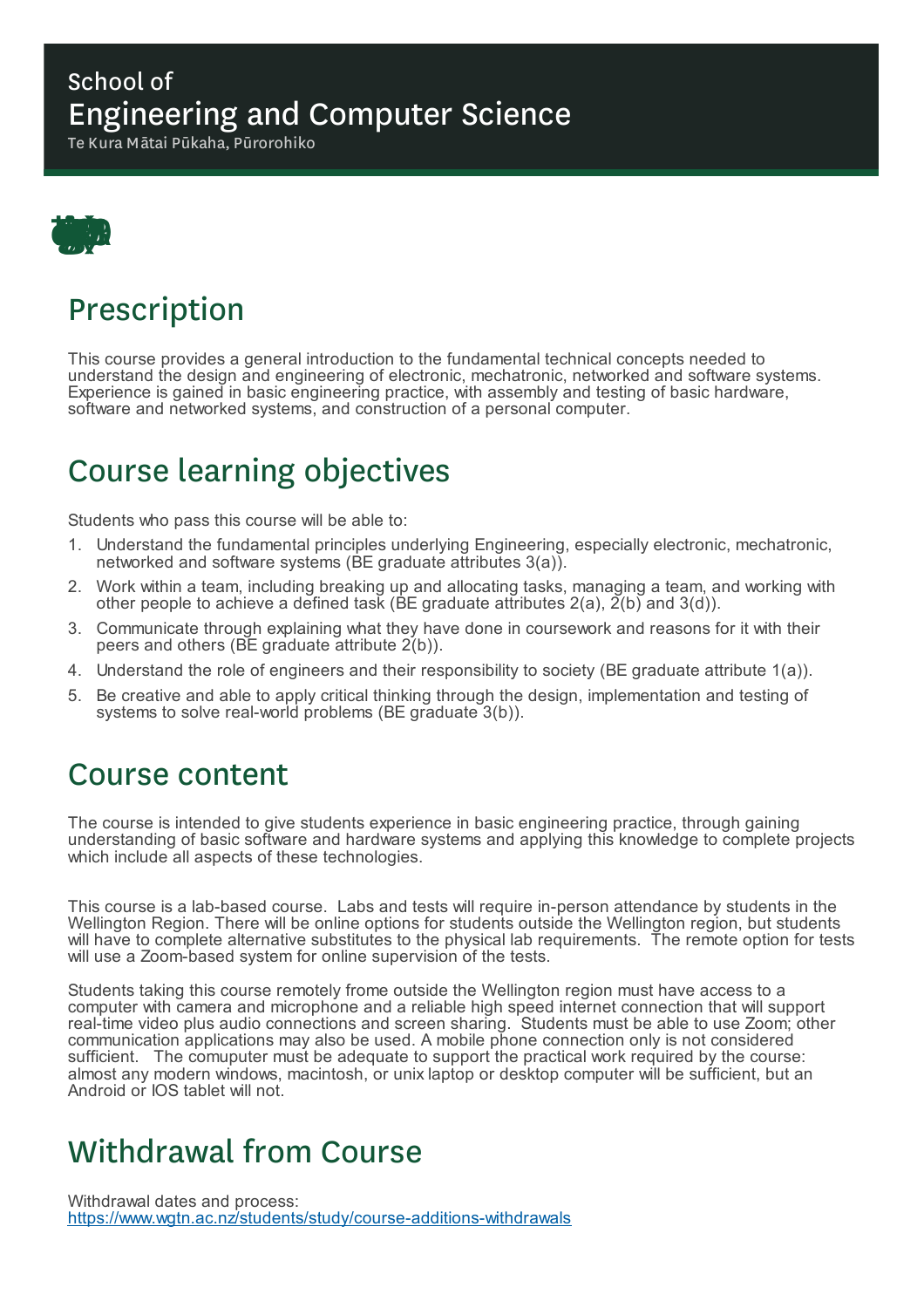School of
# Engineering and Computer Science
Te Kura Mātai Pūkaha, Pūrorohiko

## Prescription

This course provides a general introduction to the fundamental technical concepts needed to understand the design and engineering of electronic, mechatronic, networked and software systems. Experience is gained in basic engineering practice, with assembly and testing of basic hardware, software and networked systems, and construction of a personal computer.

## Course learning objectives

Students who pass this course will be able to:

1. Understand the fundamental principles underlying Engineering, especially electronic, mechatronic, networked and software systems (BE graduate attributes 3(a)).
2. Work within a team, including breaking up and allocating tasks, managing a team, and working with other people to achieve a defined task (BE graduate attributes 2(a), 2(b) and 3(d)).
3. Communicate through explaining what they have done in coursework and reasons for it with their peers and others (BE graduate attribute 2(b)).
4. Understand the role of engineers and their responsibility to society (BE graduate attribute 1(a)).
5. Be creative and able to apply critical thinking through the design, implementation and testing of systems to solve real-world problems (BE graduate 3(b)).

## Course content

The course is intended to give students experience in basic engineering practice, through gaining understanding of basic software and hardware systems and applying this knowledge to complete projects which include all aspects of these technologies.

This course is a lab-based course. Labs and tests will require in-person attendance by students in the Wellington Region. There will be online options for students outside the Wellington region, but students will have to complete alternative substitutes to the physical lab requirements. The remote option for tests will use a Zoom-based system for online supervision of the tests.

Students taking this course remotely frome outside the Wellington region must have access to a computer with camera and microphone and a reliable high speed internet connection that will support real-time video plus audio connections and screen sharing. Students must be able to use Zoom; other communication applications may also be used. A mobile phone connection only is not considered sufficient. The comuputer must be adequate to support the practical work required by the course: almost any modern windows, macintosh, or unix laptop or desktop computer will be sufficient, but an Android or IOS tablet will not.

## Withdrawal from Course

Withdrawal dates and process:
https://www.wgtn.ac.nz/students/study/course-additions-withdrawals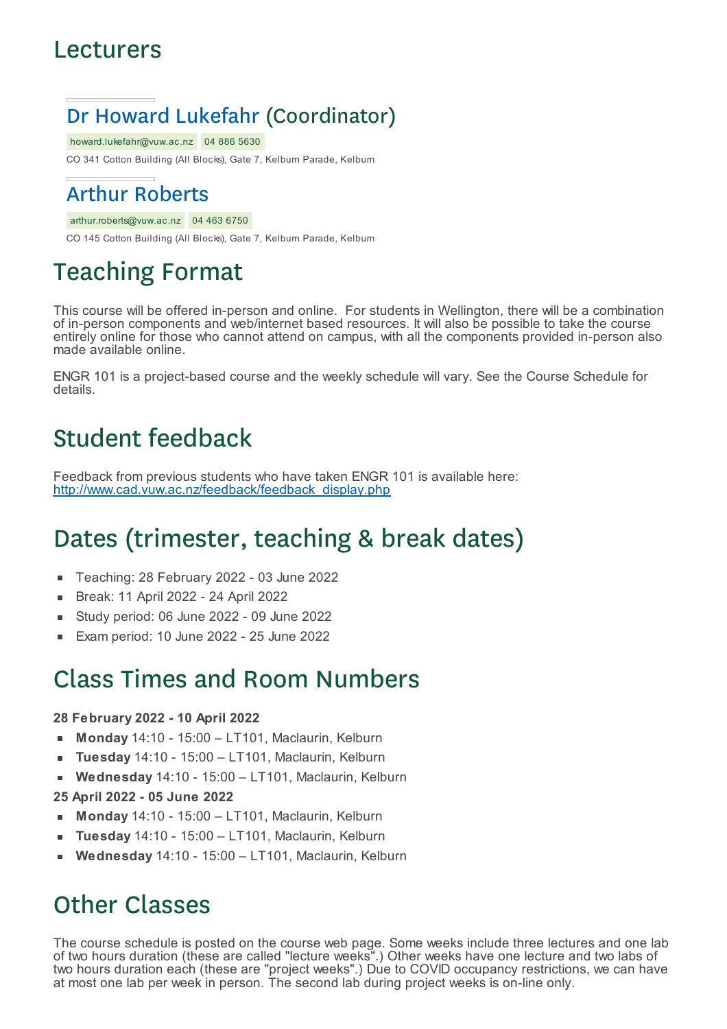# Lecturers

### Dr Howard Lukefahr (Coordinator)

howard.lukefahr@vuw.ac.nz 04 886 5630

CO 341 Cotton Building (All Blocks), Gate 7, Kelburn Parade, Kelburn

### Arthur Roberts

arthur.roberts@vuw.ac.nz 04 463 6750

CO 145 Cotton Building (All Blocks), Gate 7, Kelburn Parade, Kelburn

# Teaching Format

This course will be offered in-person and online. For students in Wellington, there will be a combination of in-person components and web/internet based resources. It will also be possible to take the course entirely online for those who cannot attend on campus, with all the components provided in-person also made available online.

ENGR 101 is a project-based course and the weekly schedule will vary. See the Course Schedule for details.

# Student feedback

Feedback from previous students who have taken ENGR 101 is available here:
http://www.cad.vuw.ac.nz/feedback/feedback_display.php

# Dates (trimester, teaching & break dates)

- Teaching: 28 February 2022 - 03 June 2022
- Break: 11 April 2022 - 24 April 2022
- Study period: 06 June 2022 - 09 June 2022
- Exam period: 10 June 2022 - 25 June 2022

# Class Times and Room Numbers

**28 February 2022 - 10 April 2022**

- **Monday** 14:10 - 15:00 – LT101, Maclaurin, Kelburn
- **Tuesday** 14:10 - 15:00 – LT101, Maclaurin, Kelburn
- **Wednesday** 14:10 - 15:00 – LT101, Maclaurin, Kelburn

**25 April 2022 - 05 June 2022**

- **Monday** 14:10 - 15:00 – LT101, Maclaurin, Kelburn
- **Tuesday** 14:10 - 15:00 – LT101, Maclaurin, Kelburn
- **Wednesday** 14:10 - 15:00 – LT101, Maclaurin, Kelburn

# Other Classes

The course schedule is posted on the course web page. Some weeks include three lectures and one lab of two hours duration (these are called "lecture weeks".) Other weeks have one lecture and two labs of two hours duration each (these are "project weeks".) Due to COVID occupancy restrictions, we can have at most one lab per week in person. The second lab during project weeks is on-line only.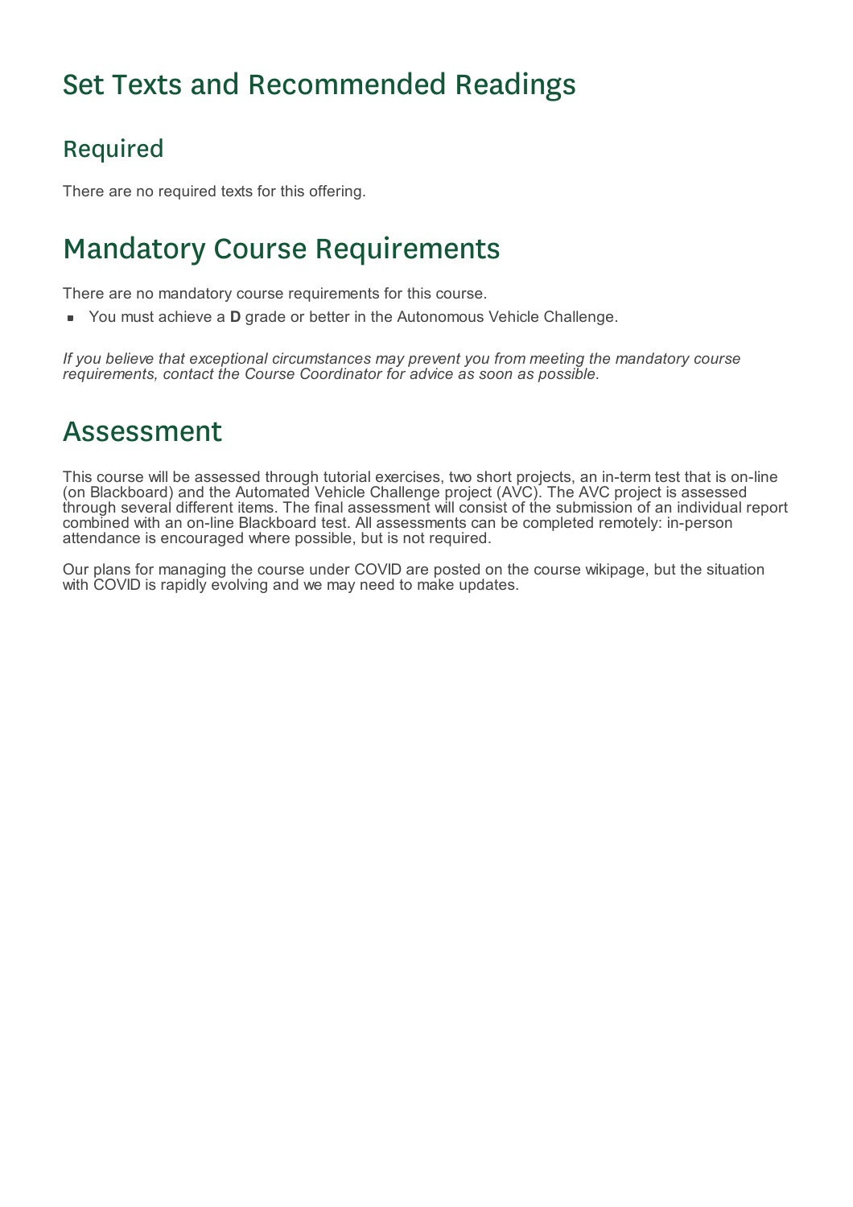# Set Texts and Recommended Readings

## Required

There are no required texts for this offering.

# Mandatory Course Requirements

There are no mandatory course requirements for this course.

- You must achieve a **D** grade or better in the Autonomous Vehicle Challenge.

*If you believe that exceptional circumstances may prevent you from meeting the mandatory course requirements, contact the Course Coordinator for advice as soon as possible.*

# Assessment

This course will be assessed through tutorial exercises, two short projects, an in-term test that is on-line (on Blackboard) and the Automated Vehicle Challenge project (AVC). The AVC project is assessed through several different items. The final assessment will consist of the submission of an individual report combined with an on-line Blackboard test. All assessments can be completed remotely: in-person attendance is encouraged where possible, but is not required.

Our plans for managing the course under COVID are posted on the course wikipage, but the situation with COVID is rapidly evolving and we may need to make updates.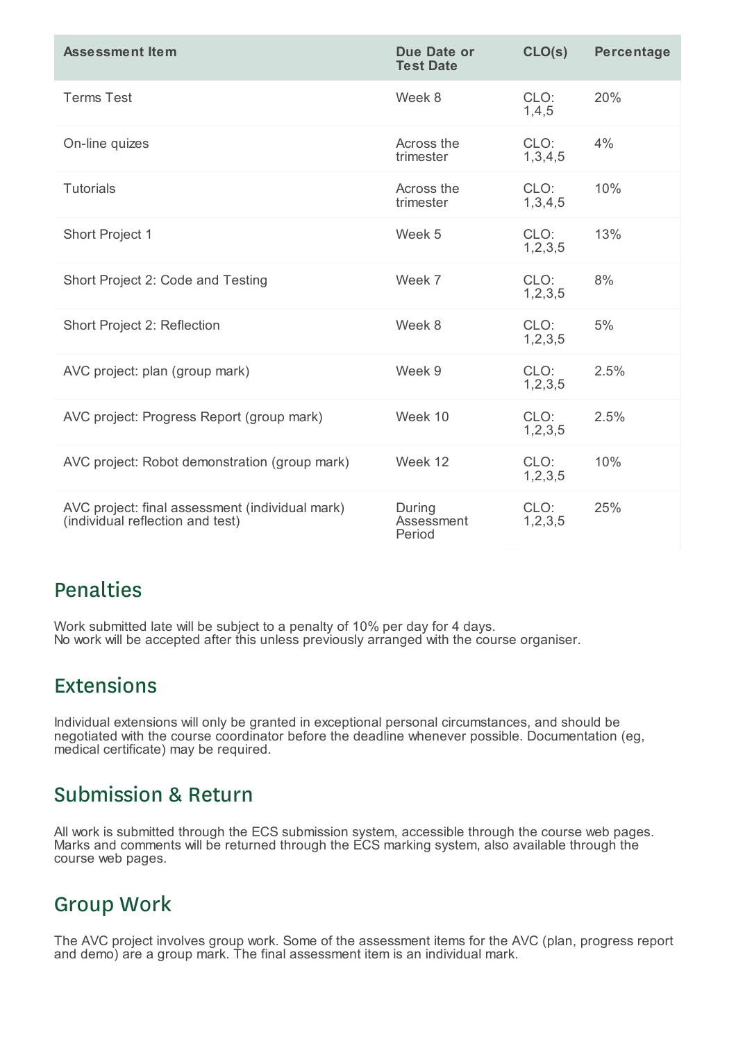| Assessment Item | Due Date or Test Date | CLO(s) | Percentage |
|---|---|---|---|
| Terms Test | Week 8 | CLO: 1,4,5 | 20% |
| On-line quizes | Across the trimester | CLO: 1,3,4,5 | 4% |
| Tutorials | Across the trimester | CLO: 1,3,4,5 | 10% |
| Short Project 1 | Week 5 | CLO: 1,2,3,5 | 13% |
| Short Project 2: Code and Testing | Week 7 | CLO: 1,2,3,5 | 8% |
| Short Project 2: Reflection | Week 8 | CLO: 1,2,3,5 | 5% |
| AVC project: plan (group mark) | Week 9 | CLO: 1,2,3,5 | 2.5% |
| AVC project: Progress Report (group mark) | Week 10 | CLO: 1,2,3,5 | 2.5% |
| AVC project: Robot demonstration (group mark) | Week 12 | CLO: 1,2,3,5 | 10% |
| AVC project: final assessment (individual mark) (individual reflection and test) | During Assessment Period | CLO: 1,2,3,5 | 25% |

## Penalties

Work submitted late will be subject to a penalty of 10% per day for 4 days.
No work will be accepted after this unless previously arranged with the course organiser.

## Extensions

Individual extensions will only be granted in exceptional personal circumstances, and should be negotiated with the course coordinator before the deadline whenever possible. Documentation (eg, medical certificate) may be required.

## Submission & Return

All work is submitted through the ECS submission system, accessible through the course web pages. Marks and comments will be returned through the ECS marking system, also available through the course web pages.

## Group Work

The AVC project involves group work. Some of the assessment items for the AVC (plan, progress report and demo) are a group mark. The final assessment item is an individual mark.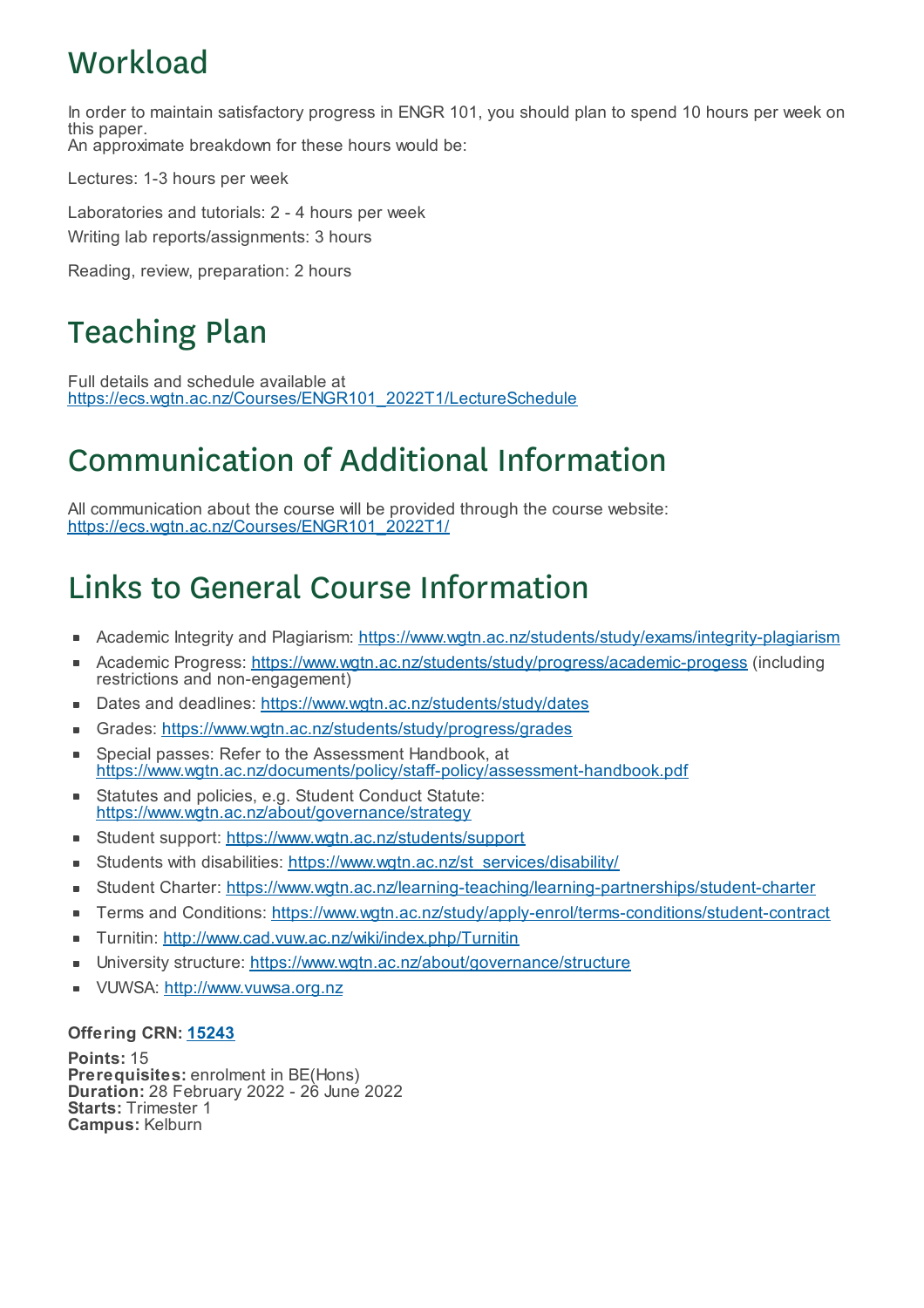## Workload

In order to maintain satisfactory progress in ENGR 101, you should plan to spend 10 hours per week on this paper.
An approximate breakdown for these hours would be:

Lectures: 1-3 hours per week

Laboratories and tutorials: 2 - 4 hours per week

Writing lab reports/assignments: 3 hours

Reading, review, preparation: 2 hours

## Teaching Plan

Full details and schedule available at
https://ecs.wgtn.ac.nz/Courses/ENGR101_2022T1/LectureSchedule

## Communication of Additional Information

All communication about the course will be provided through the course website:
https://ecs.wgtn.ac.nz/Courses/ENGR101_2022T1/

## Links to General Course Information

- Academic Integrity and Plagiarism: https://www.wgtn.ac.nz/students/study/exams/integrity-plagiarism
- Academic Progress: https://www.wgtn.ac.nz/students/study/progress/academic-progess (including restrictions and non-engagement)
- Dates and deadlines: https://www.wgtn.ac.nz/students/study/dates
- Grades: https://www.wgtn.ac.nz/students/study/progress/grades
- Special passes: Refer to the Assessment Handbook, at https://www.wgtn.ac.nz/documents/policy/staff-policy/assessment-handbook.pdf
- Statutes and policies, e.g. Student Conduct Statute: https://www.wgtn.ac.nz/about/governance/strategy
- Student support: https://www.wgtn.ac.nz/students/support
- Students with disabilities: https://www.wgtn.ac.nz/st_services/disability/
- Student Charter: https://www.wgtn.ac.nz/learning-teaching/learning-partnerships/student-charter
- Terms and Conditions: https://www.wgtn.ac.nz/study/apply-enrol/terms-conditions/student-contract
- Turnitin: http://www.cad.vuw.ac.nz/wiki/index.php/Turnitin
- University structure: https://www.wgtn.ac.nz/about/governance/structure
- VUWSA: http://www.vuwsa.org.nz

**Offering CRN: 15243**

**Points:** 15
**Prerequisites:** enrolment in BE(Hons)
**Duration:** 28 February 2022 - 26 June 2022
**Starts:** Trimester 1
**Campus:** Kelburn